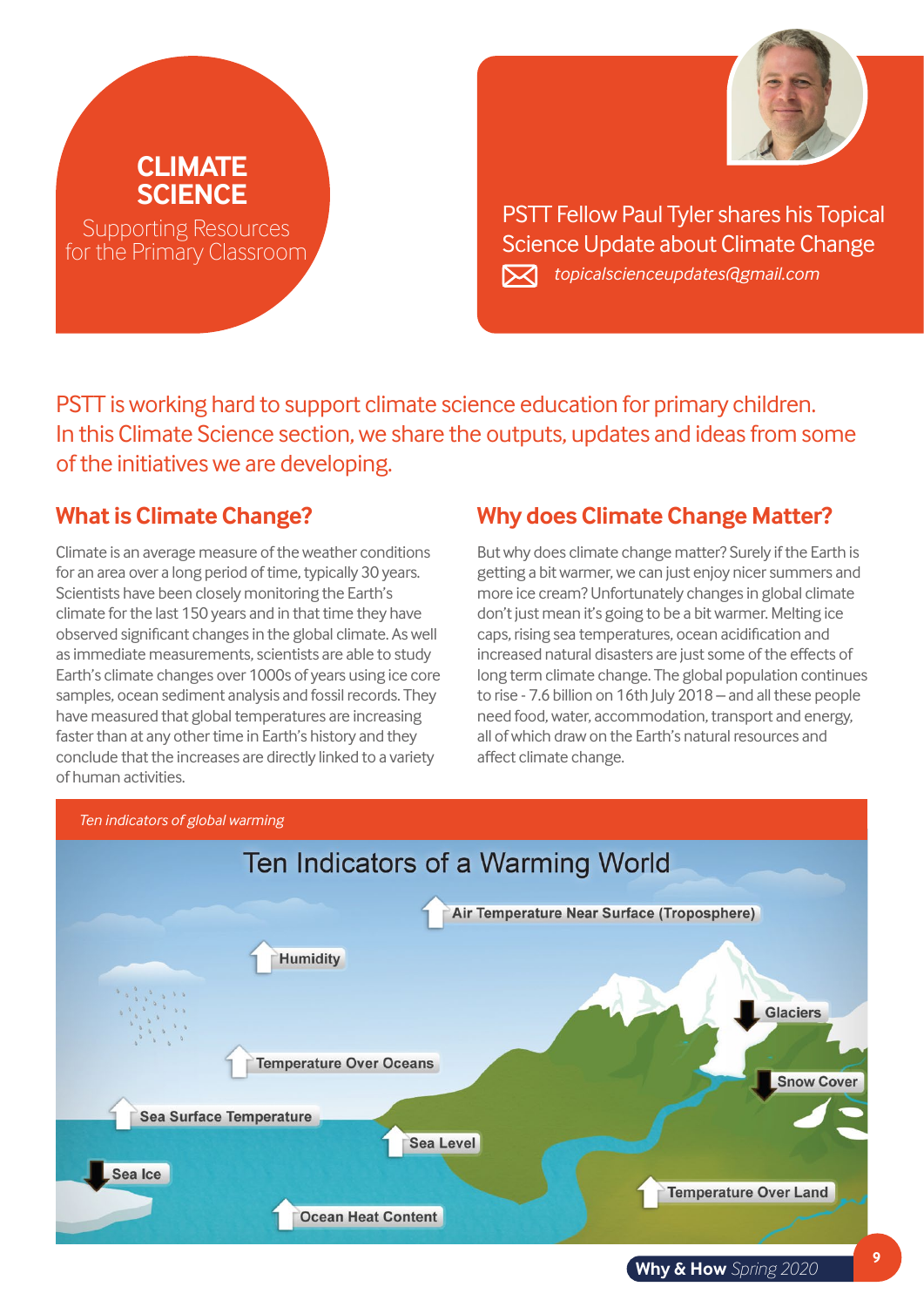# CLIMATE SCIENCE

Supporting Resources for the Primary Classroom

PSTT Fellow Paul Tyler shares his Topical Science Update about Climate Change

*topicalscienceupdates@gmail.com*

PSTT is working hard to support climate science education for primary children. In this Climate Science section, we share the outputs, updates and ideas from some of the initiatives we are developing.

## What is Climate Change?

Climate is an average measure of the weather conditions for an area over a long period of time, typically 30 years. Scientists have been closely monitoring the Earth's climate for the last 150 years and in that time they have observed significant changes in the global climate. As well as immediate measurements, scientists are able to study Earth's climate changes over 1000s of years using ice core samples, ocean sediment analysis and fossil records. They have measured that global temperatures are increasing faster than at any other time in Earth's history and they conclude that the increases are directly linked to a variety of human activities.

## Why does Climate Change Matter?

But why does climate change matter? Surely if the Earth is getting a bit warmer, we can just enjoy nicer summers and more ice cream? Unfortunately changes in global climate don't just mean it's going to be a bit warmer. Melting ice caps, rising sea temperatures, ocean acidification and increased natural disasters are just some of the effects of long term climate change. The global population continues to rise - 7.6 billion on 16th July 2018 – and all these people need food, water, accommodation, transport and energy, all of which draw on the Earth's natural resources and affect climate change.

*Ten indicators of global warming*

Ten Indicators of a Warming World

- ↑ Air Temperature Near Surface (Troposphere)
- ↑ Humidity
- ↓ Glaciers
- ↑ Temperature Over Oceans
- ↓ Snow Cover
- ↑ Sea Surface Temperature
- ↑ Sea Level
- ↓ Sea Ice
- ↑ Temperature Over Land
- ↑ Ocean Heat Content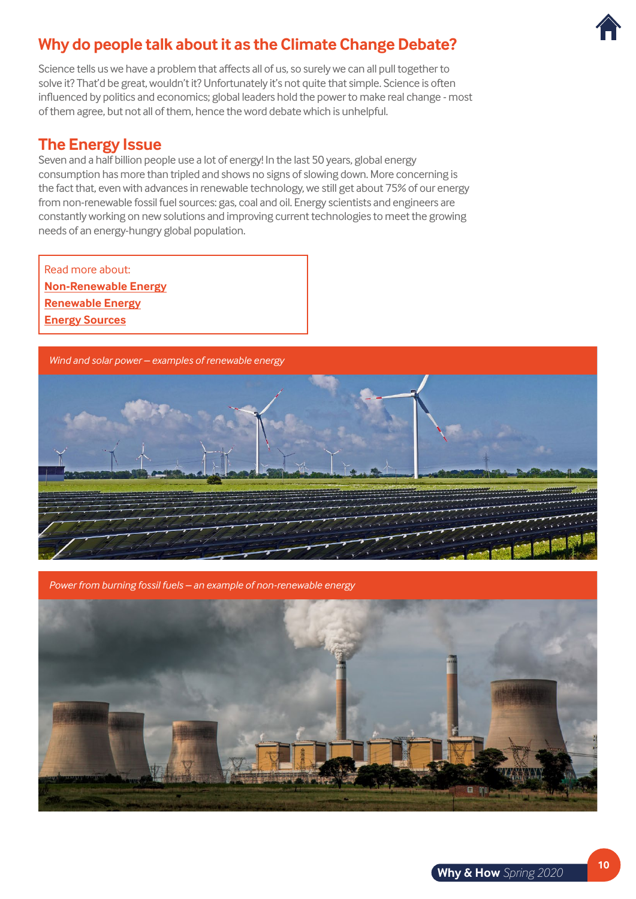## Why do people talk about it as the Climate Change Debate?

Science tells us we have a problem that affects all of us, so surely we can all pull together to solve it? That'd be great, wouldn't it? Unfortunately it's not quite that simple. Science is often influenced by politics and economics; global leaders hold the power to make real change - most of them agree, but not all of them, hence the word debate which is unhelpful.

## The Energy Issue

Seven and a half billion people use a lot of energy! In the last 50 years, global energy consumption has more than tripled and shows no signs of slowing down. More concerning is the fact that, even with advances in renewable technology, we still get about 75% of our energy from non-renewable fossil fuel sources: gas, coal and oil. Energy scientists and engineers are constantly working on new solutions and improving current technologies to meet the growing needs of an energy-hungry global population.

Read more about:
**Non-Renewable Energy**
**Renewable Energy**
**Energy Sources**

*Wind and solar power – examples of renewable energy*

*Power from burning fossil fuels – an example of non-renewable energy*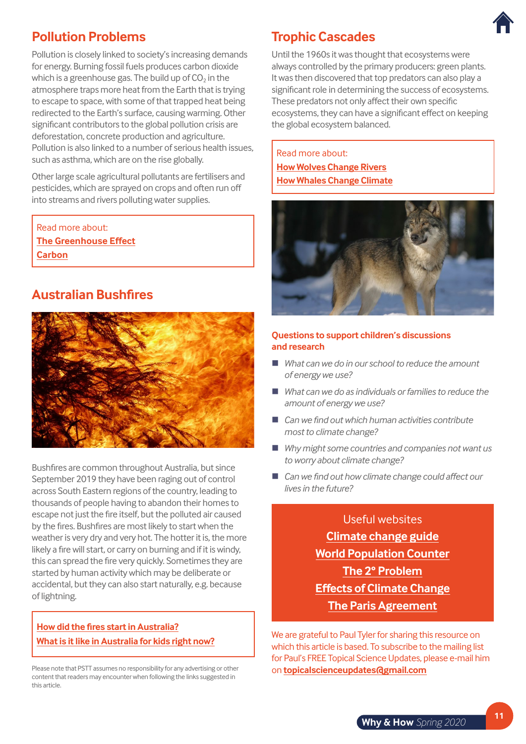## Pollution Problems

Pollution is closely linked to society's increasing demands for energy. Burning fossil fuels produces carbon dioxide which is a greenhouse gas. The build up of $CO_2$ in the atmosphere traps more heat from the Earth that is trying to escape to space, with some of that trapped heat being redirected to the Earth's surface, causing warming. Other significant contributors to the global pollution crisis are deforestation, concrete production and agriculture. Pollution is also linked to a number of serious health issues, such as asthma, which are on the rise globally.

Other large scale agricultural pollutants are fertilisers and pesticides, which are sprayed on crops and often run off into streams and rivers polluting water supplies.

> Read more about:
> **The Greenhouse Effect**
> **Carbon**

## Australian Bushfires

Bushfires are common throughout Australia, but since September 2019 they have been raging out of control across South Eastern regions of the country, leading to thousands of people having to abandon their homes to escape not just the fire itself, but the polluted air caused by the fires. Bushfires are most likely to start when the weather is very dry and very hot. The hotter it is, the more likely a fire will start, or carry on burning and if it is windy, this can spread the fire very quickly. Sometimes they are started by human activity which may be deliberate or accidental, but they can also start naturally, e.g. because of lightning.

> **How did the fires start in Australia?**
> **What is it like in Australia for kids right now?**

Please note that PSTT assumes no responsibility for any advertising or other content that readers may encounter when following the links suggested in this article.

## Trophic Cascades

Until the 1960s it was thought that ecosystems were always controlled by the primary producers: green plants. It was then discovered that top predators can also play a significant role in determining the success of ecosystems. These predators not only affect their own specific ecosystems, they can have a significant effect on keeping the global ecosystem balanced.

> Read more about:
> **How Wolves Change Rivers**
> **How Whales Change Climate**

### Questions to support children's discussions and research

- *What can we do in our school to reduce the amount of energy we use?*
- *What can we do as individuals or families to reduce the amount of energy we use?*
- *Can we find out which human activities contribute most to climate change?*
- *Why might some countries and companies not want us to worry about climate change?*
- *Can we find out how climate change could affect our lives in the future?*

> Useful websites
> **Climate change guide**
> **World Population Counter**
> **The 2° Problem**
> **Effects of Climate Change**
> **The Paris Agreement**

We are grateful to Paul Tyler for sharing this resource on which this article is based. To subscribe to the mailing list for Paul's FREE Topical Science Updates, please e-mail him on **topicalscienceupdates@gmail.com**